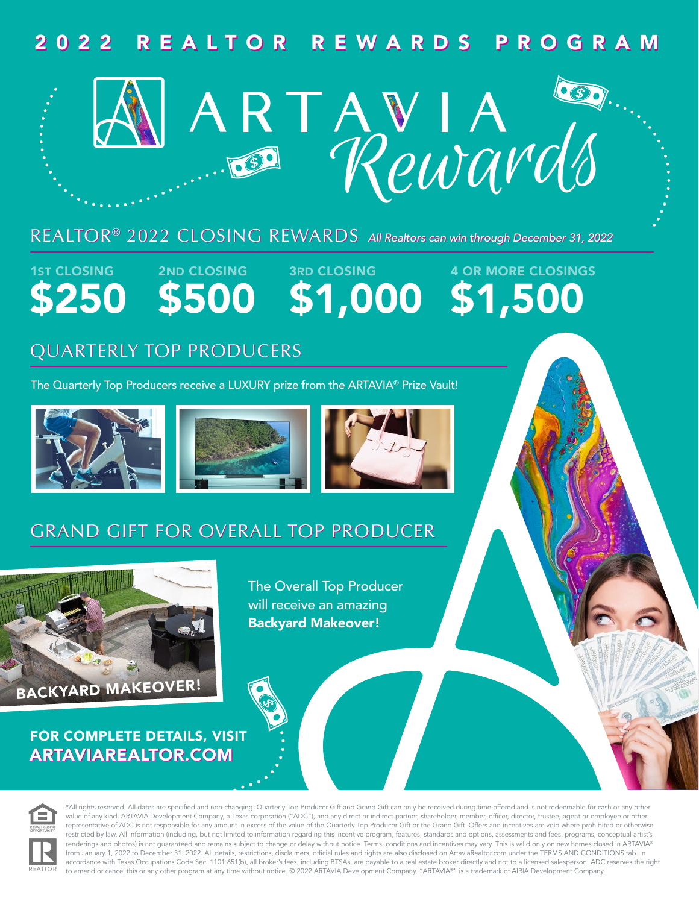# 2022 REALTOR REWARDS PROGRAM

## ARTAVIA Rewards

## REALTOR® 2022 CLOSING REWARDS *All Realtors can win through December 31, 2022*

| 1ST CLOSING | 2ND CLOSING | 3RD CLOSING | 4 OR MORE CLOSINGS |
|---|---|---|---|
| **$250** | **$500** | **$1,000** | **$1,500** |

## QUARTERLY TOP PRODUCERS

The Quarterly Top Producers receive a LUXURY prize from the ARTAVIA® Prize Vault!

## GRAND GIFT FOR OVERALL TOP PRODUCER

BACKYARD MAKEOVER!

The Overall Top Producer will receive an amazing **Backyard Makeover!**

**FOR COMPLETE DETAILS, VISIT ARTAVIAREALTOR.COM**

*All rights reserved. All dates are specified and non-changing. Quarterly Top Producer Gift and Grand Gift can only be received during time offered and is not redeemable for cash or any other value of any kind. ARTAVIA Development Company, a Texas corporation ("ADC"), and any direct or indirect partner, shareholder, member, officer, director, trustee, agent or employee or other representative of ADC is not responsible for any amount in excess of the value of the Quarterly Top Producer Gift or the Grand Gift. Offers and incentives are void where prohibited or otherwise restricted by law. All information (including, but not limited to information regarding this incentive program, features, standards and options, assessments and fees, programs, conceptual artist's renderings and photos) is not guaranteed and remains subject to change or delay without notice. Terms, conditions and incentives may vary. This is valid only on new homes closed in ARTAVIA® from January 1, 2022 to December 31, 2022. All details, restrictions, disclaimers, official rules and rights are also disclosed on ArtaviaRealtor.com under the TERMS AND CONDITIONS tab. In accordance with Texas Occupations Code Sec. 1101.651(b), all broker's fees, including BTSAs, are payable to a real estate broker directly and not to a licensed salesperson. ADC reserves the right to amend or cancel this or any other program at any time without notice. © 2022 ARTAVIA Development Company. "ARTAVIA®" is a trademark of AIRIA Development Company.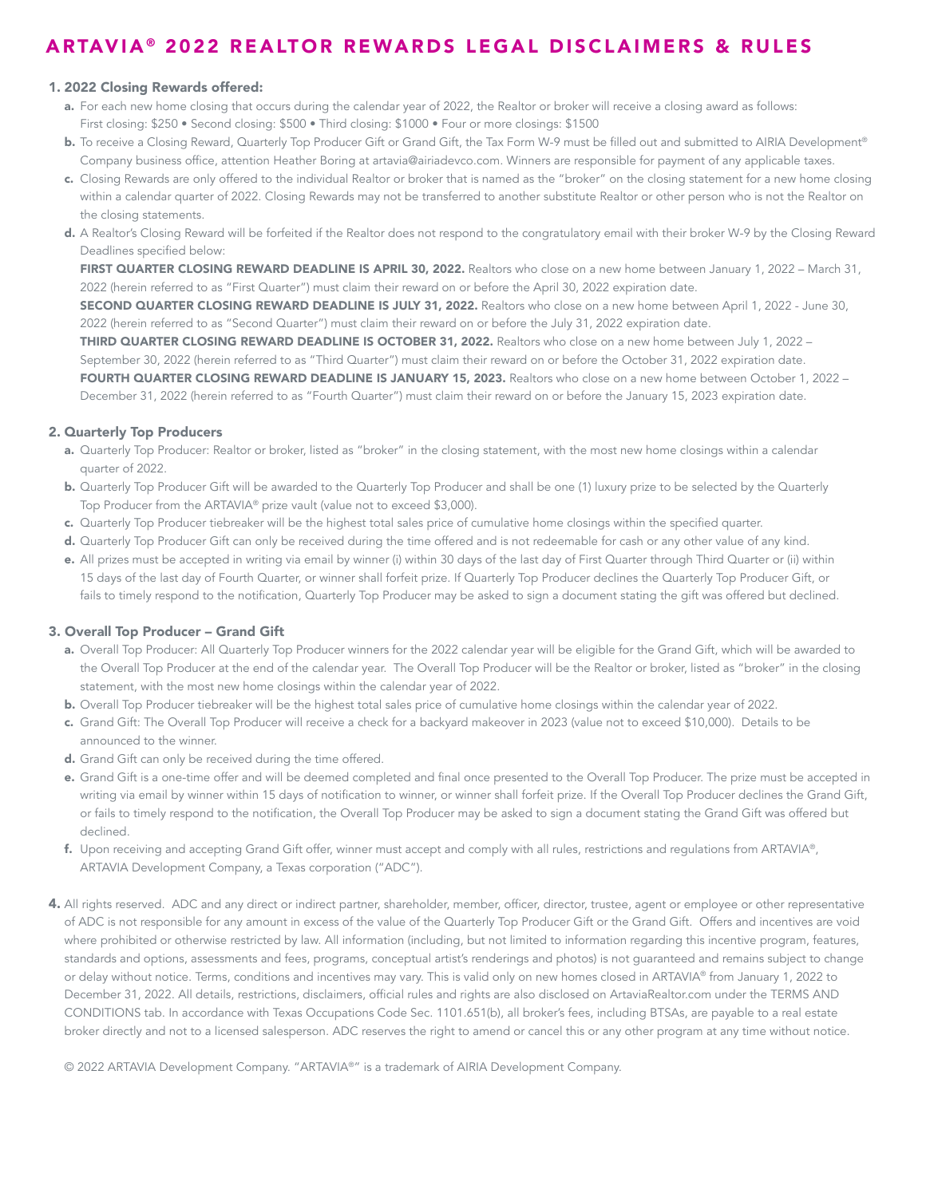# ARTAVIA® 2022 REALTOR REWARDS LEGAL DISCLAIMERS & RULES

## 1. 2022 Closing Rewards offered:

**a.** For each new home closing that occurs during the calendar year of 2022, the Realtor or broker will receive a closing award as follows: First closing: $250 • Second closing: $500 • Third closing: $1000 • Four or more closings: $1500

**b.** To receive a Closing Reward, Quarterly Top Producer Gift or Grand Gift, the Tax Form W-9 must be filled out and submitted to AIRIA Development® Company business office, attention Heather Boring at artavia@airiadevco.com. Winners are responsible for payment of any applicable taxes.

**c.** Closing Rewards are only offered to the individual Realtor or broker that is named as the "broker" on the closing statement for a new home closing within a calendar quarter of 2022. Closing Rewards may not be transferred to another substitute Realtor or other person who is not the Realtor on the closing statements.

**d.** A Realtor's Closing Reward will be forfeited if the Realtor does not respond to the congratulatory email with their broker W-9 by the Closing Reward Deadlines specified below:

**FIRST QUARTER CLOSING REWARD DEADLINE IS APRIL 30, 2022.** Realtors who close on a new home between January 1, 2022 – March 31, 2022 (herein referred to as "First Quarter") must claim their reward on or before the April 30, 2022 expiration date.

**SECOND QUARTER CLOSING REWARD DEADLINE IS JULY 31, 2022.** Realtors who close on a new home between April 1, 2022 - June 30, 2022 (herein referred to as "Second Quarter") must claim their reward on or before the July 31, 2022 expiration date.

**THIRD QUARTER CLOSING REWARD DEADLINE IS OCTOBER 31, 2022.** Realtors who close on a new home between July 1, 2022 – September 30, 2022 (herein referred to as "Third Quarter") must claim their reward on or before the October 31, 2022 expiration date.

**FOURTH QUARTER CLOSING REWARD DEADLINE IS JANUARY 15, 2023.** Realtors who close on a new home between October 1, 2022 – December 31, 2022 (herein referred to as "Fourth Quarter") must claim their reward on or before the January 15, 2023 expiration date.

## 2. Quarterly Top Producers

**a.** Quarterly Top Producer: Realtor or broker, listed as "broker" in the closing statement, with the most new home closings within a calendar quarter of 2022.

**b.** Quarterly Top Producer Gift will be awarded to the Quarterly Top Producer and shall be one (1) luxury prize to be selected by the Quarterly Top Producer from the ARTAVIA® prize vault (value not to exceed $3,000).

**c.** Quarterly Top Producer tiebreaker will be the highest total sales price of cumulative home closings within the specified quarter.

**d.** Quarterly Top Producer Gift can only be received during the time offered and is not redeemable for cash or any other value of any kind.

**e.** All prizes must be accepted in writing via email by winner (i) within 30 days of the last day of First Quarter through Third Quarter or (ii) within 15 days of the last day of Fourth Quarter, or winner shall forfeit prize. If Quarterly Top Producer declines the Quarterly Top Producer Gift, or fails to timely respond to the notification, Quarterly Top Producer may be asked to sign a document stating the gift was offered but declined.

## 3. Overall Top Producer – Grand Gift

**a.** Overall Top Producer: All Quarterly Top Producer winners for the 2022 calendar year will be eligible for the Grand Gift, which will be awarded to the Overall Top Producer at the end of the calendar year. The Overall Top Producer will be the Realtor or broker, listed as "broker" in the closing statement, with the most new home closings within the calendar year of 2022.

**b.** Overall Top Producer tiebreaker will be the highest total sales price of cumulative home closings within the calendar year of 2022.

**c.** Grand Gift: The Overall Top Producer will receive a check for a backyard makeover in 2023 (value not to exceed $10,000). Details to be announced to the winner.

**d.** Grand Gift can only be received during the time offered.

**e.** Grand Gift is a one-time offer and will be deemed completed and final once presented to the Overall Top Producer. The prize must be accepted in writing via email by winner within 15 days of notification to winner, or winner shall forfeit prize. If the Overall Top Producer declines the Grand Gift, or fails to timely respond to the notification, the Overall Top Producer may be asked to sign a document stating the Grand Gift was offered but declined.

**f.** Upon receiving and accepting Grand Gift offer, winner must accept and comply with all rules, restrictions and regulations from ARTAVIA®, ARTAVIA Development Company, a Texas corporation ("ADC").

**4.** All rights reserved. ADC and any direct or indirect partner, shareholder, member, officer, director, trustee, agent or employee or other representative of ADC is not responsible for any amount in excess of the value of the Quarterly Top Producer Gift or the Grand Gift. Offers and incentives are void where prohibited or otherwise restricted by law. All information (including, but not limited to information regarding this incentive program, features, standards and options, assessments and fees, programs, conceptual artist's renderings and photos) is not guaranteed and remains subject to change or delay without notice. Terms, conditions and incentives may vary. This is valid only on new homes closed in ARTAVIA® from January 1, 2022 to December 31, 2022. All details, restrictions, disclaimers, official rules and rights are also disclosed on ArtaviaRealtor.com under the TERMS AND CONDITIONS tab. In accordance with Texas Occupations Code Sec. 1101.651(b), all broker's fees, including BTSAs, are payable to a real estate broker directly and not to a licensed salesperson. ADC reserves the right to amend or cancel this or any other program at any time without notice.

© 2022 ARTAVIA Development Company. "ARTAVIA®" is a trademark of AIRIA Development Company.